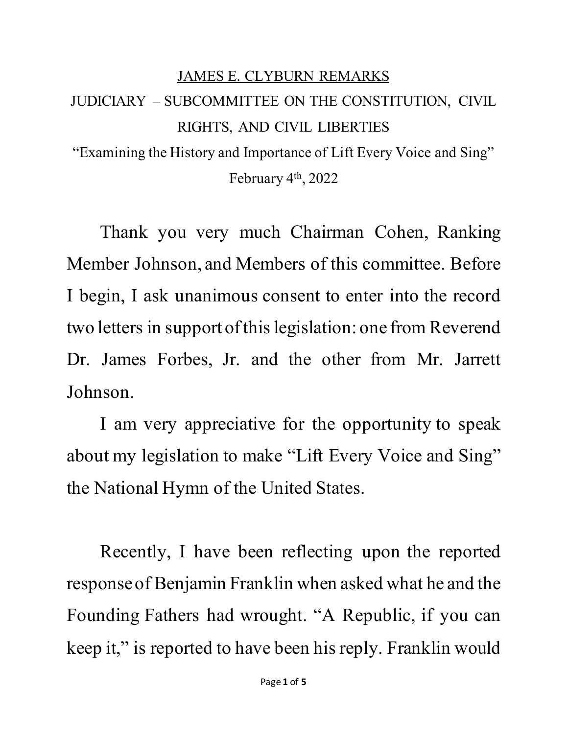# JAMES E. CLYBURN REMARKS

## JUDICIARY – SUBCOMMITTEE ON THE CONSTITUTION, CIVIL RIGHTS, AND CIVIL LIBERTIES

"Examining the History and Importance of Lift Every Voice and Sing"

February 4th, 2022

Thank you very much Chairman Cohen, Ranking Member Johnson, and Members of this committee. Before I begin, I ask unanimous consent to enter into the record two letters in support of this legislation: one from Reverend Dr. James Forbes, Jr. and the other from Mr. Jarrett Johnson.

I am very appreciative for the opportunity to speak about my legislation to make "Lift Every Voice and Sing" the National Hymn of the United States.

Recently, I have been reflecting upon the reported response of Benjamin Franklin when asked what he and the Founding Fathers had wrought. "A Republic, if you can keep it," is reported to have been his reply. Franklin would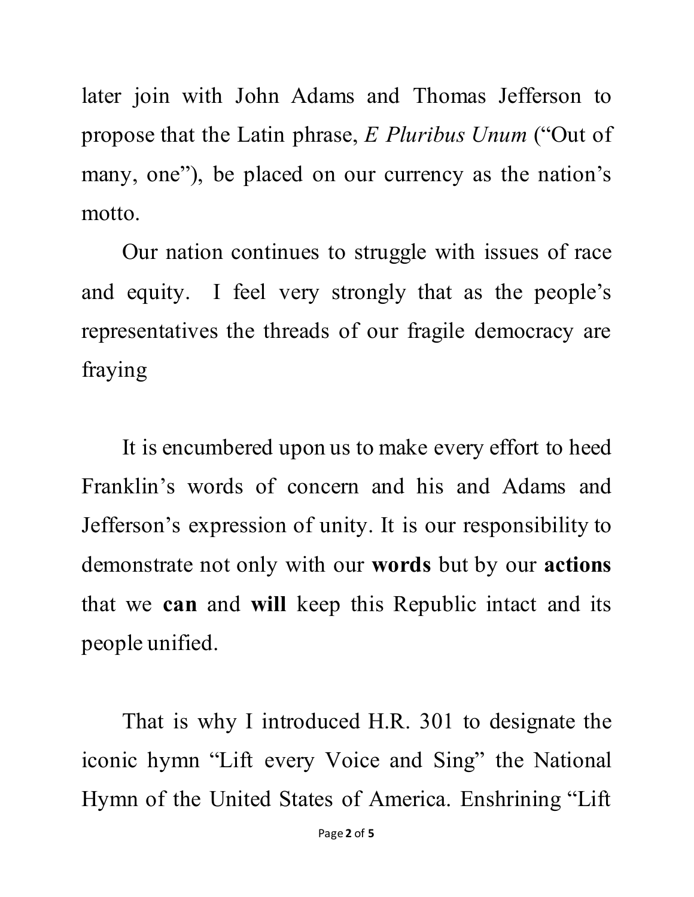later join with John Adams and Thomas Jefferson to propose that the Latin phrase, *E Pluribus Unum* ("Out of many, one"), be placed on our currency as the nation's motto.

Our nation continues to struggle with issues of race and equity. I feel very strongly that as the people's representatives the threads of our fragile democracy are fraying

It is encumbered upon us to make every effort to heed Franklin's words of concern and his and Adams and Jefferson's expression of unity. It is our responsibility to demonstrate not only with our **words** but by our **actions** that we **can** and **will** keep this Republic intact and its people unified.

That is why I introduced H.R. 301 to designate the iconic hymn "Lift every Voice and Sing" the National Hymn of the United States of America. Enshrining "Lift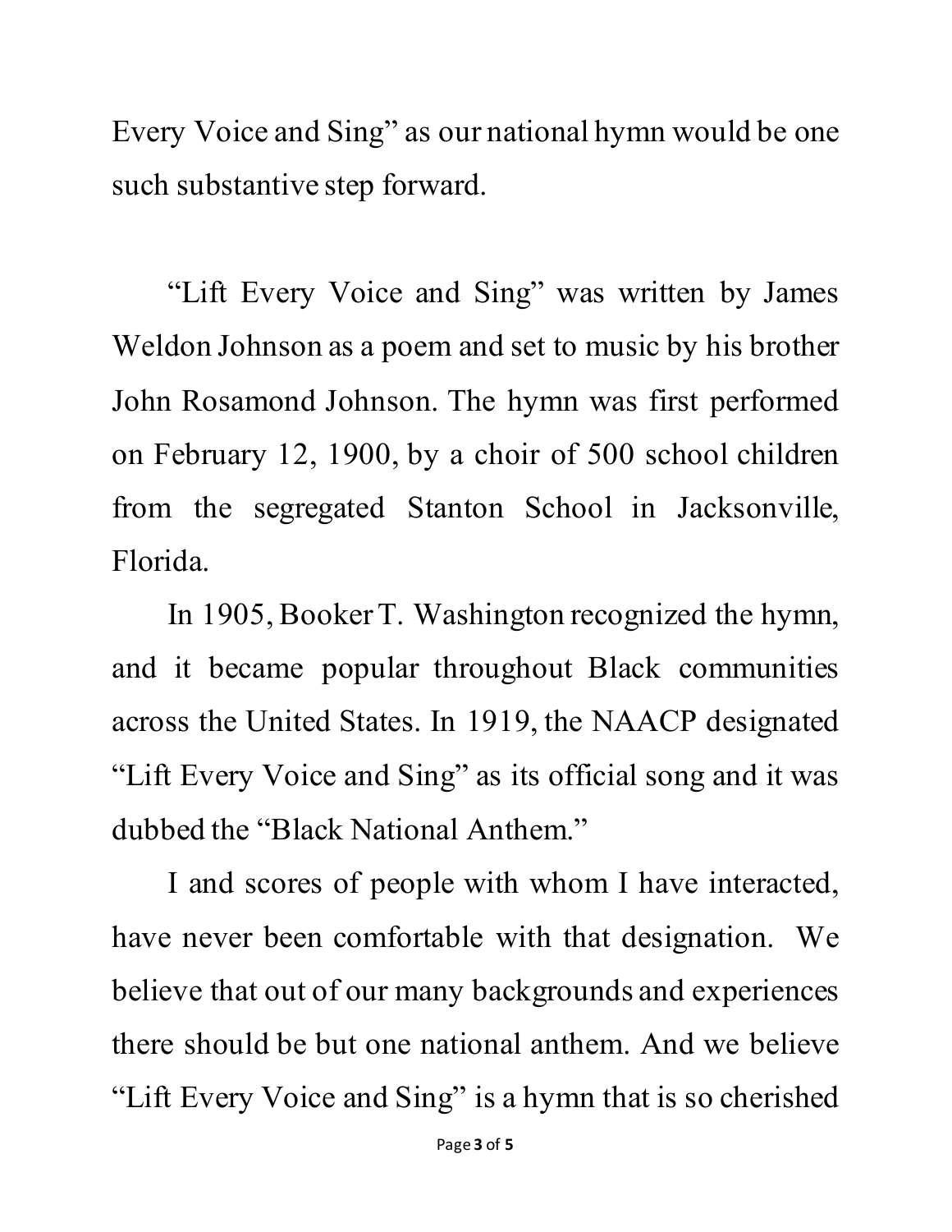Every Voice and Sing" as our national hymn would be one such substantive step forward.

"Lift Every Voice and Sing" was written by James Weldon Johnson as a poem and set to music by his brother John Rosamond Johnson. The hymn was first performed on February 12, 1900, by a choir of 500 school children from the segregated Stanton School in Jacksonville, Florida.

In 1905, Booker T. Washington recognized the hymn, and it became popular throughout Black communities across the United States. In 1919, the NAACP designated "Lift Every Voice and Sing" as its official song and it was dubbed the "Black National Anthem."

I and scores of people with whom I have interacted, have never been comfortable with that designation. We believe that out of our many backgrounds and experiences there should be but one national anthem. And we believe "Lift Every Voice and Sing" is a hymn that is so cherished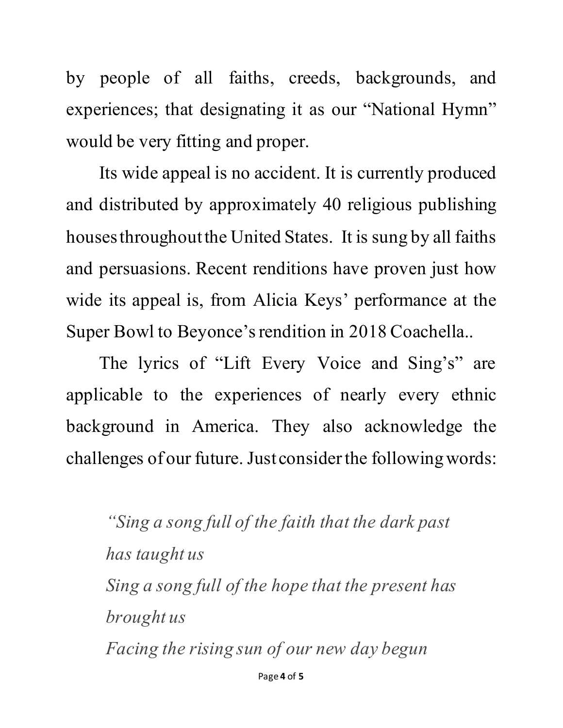by people of all faiths, creeds, backgrounds, and experiences; that designating it as our "National Hymn" would be very fitting and proper.

Its wide appeal is no accident. It is currently produced and distributed by approximately 40 religious publishing houses throughout the United States. It is sung by all faiths and persuasions. Recent renditions have proven just how wide its appeal is, from Alicia Keys' performance at the Super Bowl to Beyonce's rendition in 2018 Coachella..

The lyrics of "Lift Every Voice and Sing's" are applicable to the experiences of nearly every ethnic background in America. They also acknowledge the challenges of our future. Just consider the following words:

> *"Sing a song full of the faith that the dark past has taught us*
> *Sing a song full of the hope that the present has brought us*
> *Facing the rising sun of our new day begun*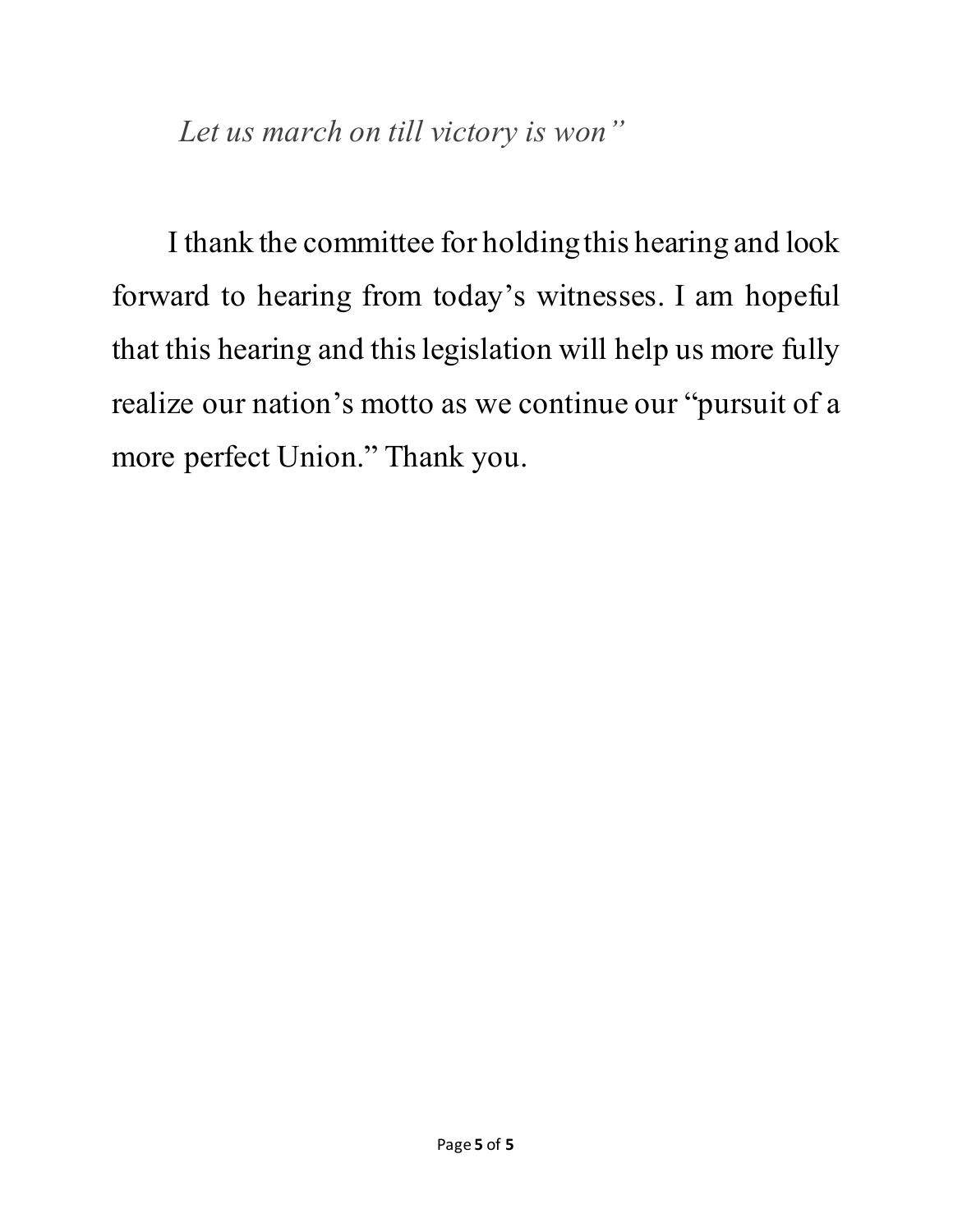*Let us march on till victory is won"*

I thank the committee for holding this hearing and look forward to hearing from today's witnesses. I am hopeful that this hearing and this legislation will help us more fully realize our nation's motto as we continue our "pursuit of a more perfect Union." Thank you.